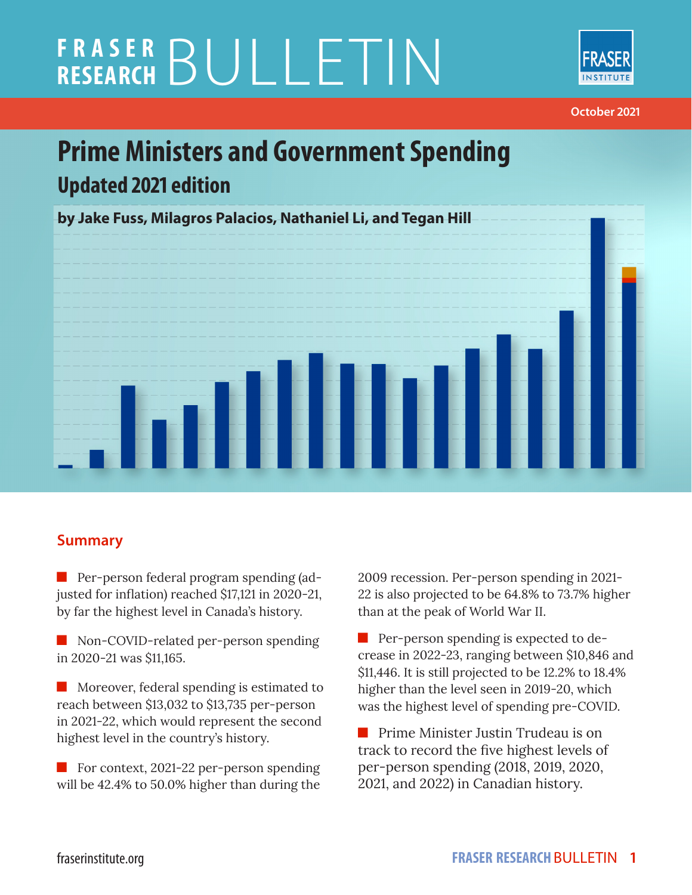# FRASER RESEARCH BULLETIN

October 2021

## Prime Ministers and Government Spending

### Updated 2021 edition

**by Jake Fuss, Milagros Palacios, Nathaniel Li, and Tegan Hill**

### Summary

- Per-person federal program spending (adjusted for inflation) reached $17,121 in 2020-21, by far the highest level in Canada's history.
- Non-COVID-related per-person spending in 2020-21 was $11,165.
- Moreover, federal spending is estimated to reach between $13,032 to $13,735 per-person in 2021-22, which would represent the second highest level in the country's history.
- For context, 2021-22 per-person spending will be 42.4% to 50.0% higher than during the 2009 recession. Per-person spending in 2021-22 is also projected to be 64.8% to 73.7% higher than at the peak of World War II.
- Per-person spending is expected to decrease in 2022-23, ranging between $10,846 and $11,446. It is still projected to be 12.2% to 18.4% higher than the level seen in 2019-20, which was the highest level of spending pre-COVID.
- Prime Minister Justin Trudeau is on track to record the five highest levels of per-person spending (2018, 2019, 2020, 2021, and 2022) in Canadian history.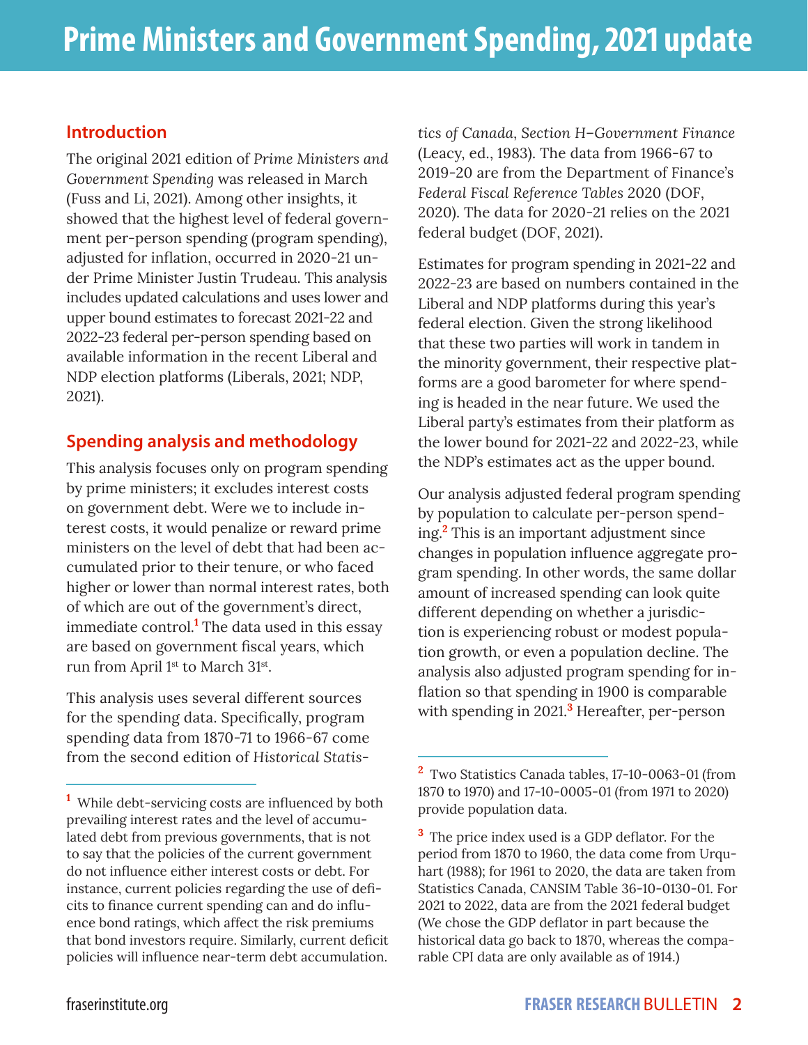# Prime Ministers and Government Spending, 2021 update

## Introduction

The original 2021 edition of *Prime Ministers and Government Spending* was released in March (Fuss and Li, 2021). Among other insights, it showed that the highest level of federal government per-person spending (program spending), adjusted for inflation, occurred in 2020-21 under Prime Minister Justin Trudeau. This analysis includes updated calculations and uses lower and upper bound estimates to forecast 2021-22 and 2022-23 federal per-person spending based on available information in the recent Liberal and NDP election platforms (Liberals, 2021; NDP, 2021).

## Spending analysis and methodology

This analysis focuses only on program spending by prime ministers; it excludes interest costs on government debt. Were we to include interest costs, it would penalize or reward prime ministers on the level of debt that had been accumulated prior to their tenure, or who faced higher or lower than normal interest rates, both of which are out of the government's direct, immediate control.[1] The data used in this essay are based on government fiscal years, which run from April 1st to March 31st.

This analysis uses several different sources for the spending data. Specifically, program spending data from 1870-71 to 1966-67 come from the second edition of *Historical Statistics of Canada, Section H–Government Finance* (Leacy, ed., 1983). The data from 1966-67 to 2019-20 are from the Department of Finance's *Federal Fiscal Reference Tables* 2020 (DOF, 2020). The data for 2020-21 relies on the 2021 federal budget (DOF, 2021).

Estimates for program spending in 2021-22 and 2022-23 are based on numbers contained in the Liberal and NDP platforms during this year's federal election. Given the strong likelihood that these two parties will work in tandem in the minority government, their respective platforms are a good barometer for where spending is headed in the near future. We used the Liberal party's estimates from their platform as the lower bound for 2021-22 and 2022-23, while the NDP's estimates act as the upper bound.

Our analysis adjusted federal program spending by population to calculate per-person spending.[2] This is an important adjustment since changes in population influence aggregate program spending. In other words, the same dollar amount of increased spending can look quite different depending on whether a jurisdiction is experiencing robust or modest population growth, or even a population decline. The analysis also adjusted program spending for inflation so that spending in 1900 is comparable with spending in 2021.[3] Hereafter, per-person

---

[1] While debt-servicing costs are influenced by both prevailing interest rates and the level of accumulated debt from previous governments, that is not to say that the policies of the current government do not influence either interest costs or debt. For instance, current policies regarding the use of deficits to finance current spending can and do influence bond ratings, which affect the risk premiums that bond investors require. Similarly, current deficit policies will influence near-term debt accumulation.

[2] Two Statistics Canada tables, 17-10-0063-01 (from 1870 to 1970) and 17-10-0005-01 (from 1971 to 2020) provide population data.

[3] The price index used is a GDP deflator. For the period from 1870 to 1960, the data come from Urquhart (1988); for 1961 to 2020, the data are taken from Statistics Canada, CANSIM Table 36-10-0130-01. For 2021 to 2022, data are from the 2021 federal budget (We chose the GDP deflator in part because the historical data go back to 1870, whereas the comparable CPI data are only available as of 1914.)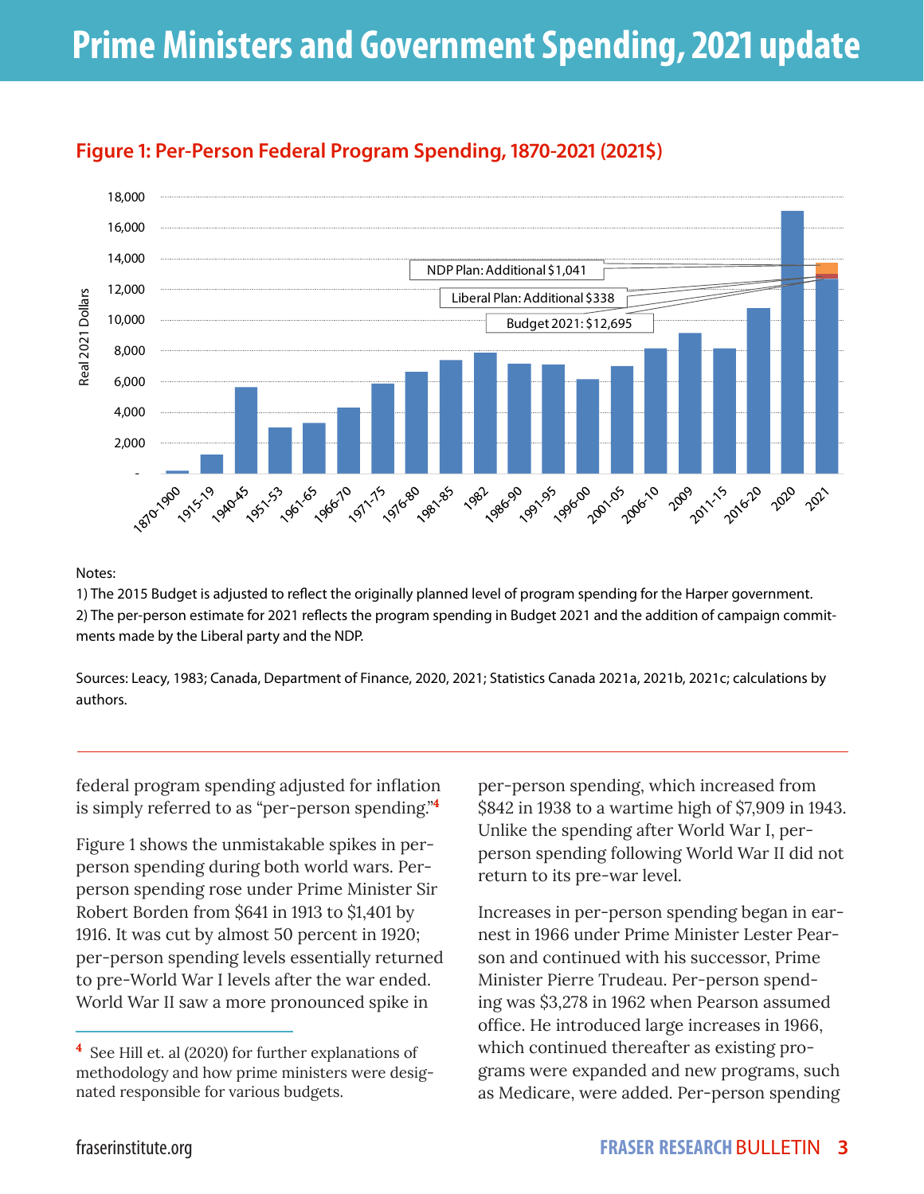# Prime Ministers and Government Spending, 2021 update

**Figure 1: Per-Person Federal Program Spending, 1870-2021 (2021$)**

Notes:

1) The 2015 Budget is adjusted to reflect the originally planned level of program spending for the Harper government.

2) The per-person estimate for 2021 reflects the program spending in Budget 2021 and the addition of campaign commitments made by the Liberal party and the NDP.

Sources: Leacy, 1983; Canada, Department of Finance, 2020, 2021; Statistics Canada 2021a, 2021b, 2021c; calculations by authors.

federal program spending adjusted for inflation is simply referred to as "per-person spending."[4]

Figure 1 shows the unmistakable spikes in per-person spending during both world wars. Per-person spending rose under Prime Minister Sir Robert Borden from $641 in 1913 to $1,401 by 1916. It was cut by almost 50 percent in 1920; per-person spending levels essentially returned to pre-World War I levels after the war ended. World War II saw a more pronounced spike in per-person spending, which increased from $842 in 1938 to a wartime high of $7,909 in 1943. Unlike the spending after World War I, per-person spending following World War II did not return to its pre-war level.

Increases in per-person spending began in earnest in 1966 under Prime Minister Lester Pearson and continued with his successor, Prime Minister Pierre Trudeau. Per-person spending was $3,278 in 1962 when Pearson assumed office. He introduced large increases in 1966, which continued thereafter as existing programs were expanded and new programs, such as Medicare, were added. Per-person spending

[4] See Hill et. al (2020) for further explanations of methodology and how prime ministers were designated responsible for various budgets.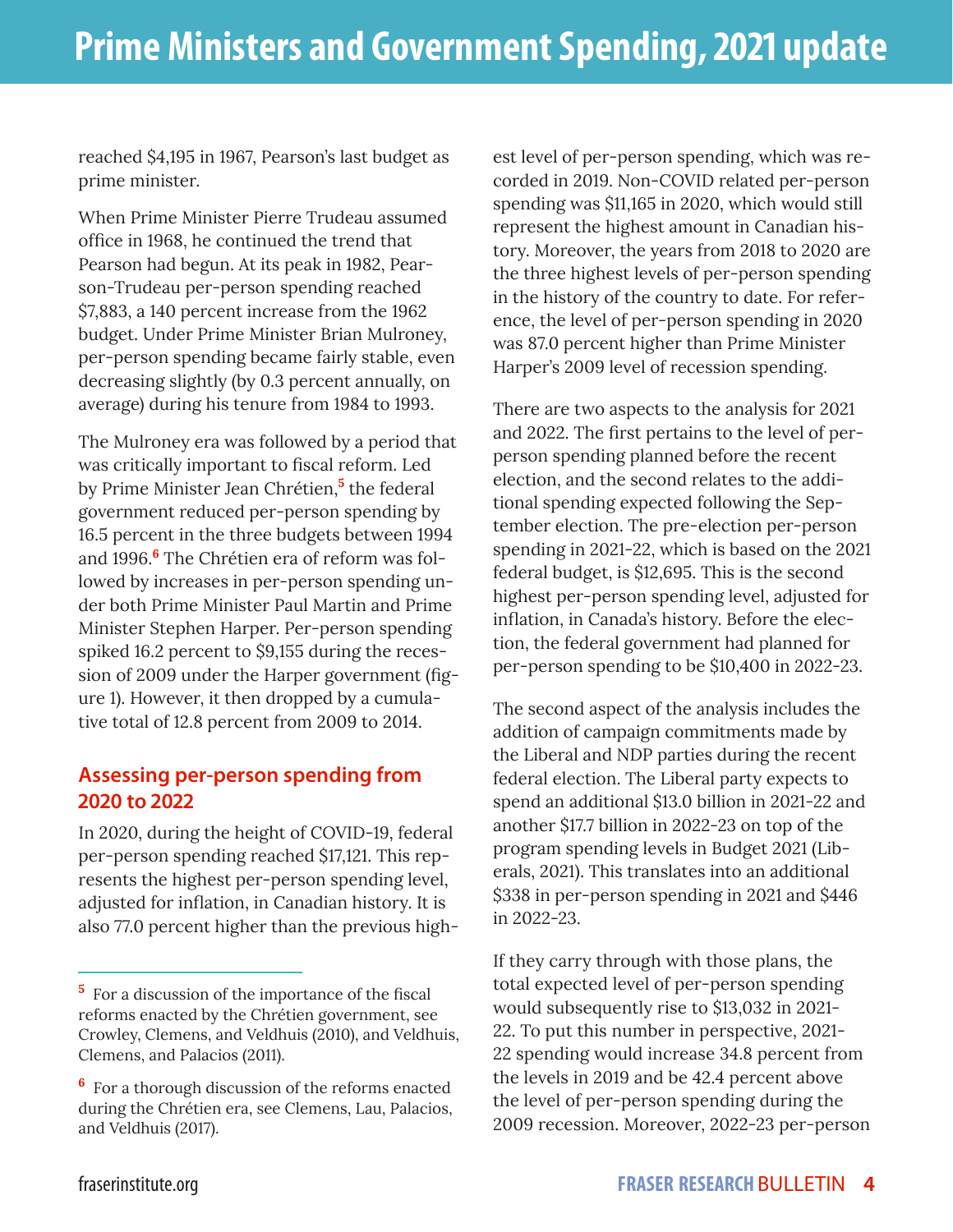reached $4,195 in 1967, Pearson's last budget as prime minister.

When Prime Minister Pierre Trudeau assumed office in 1968, he continued the trend that Pearson had begun. At its peak in 1982, Pearson-Trudeau per-person spending reached $7,883, a 140 percent increase from the 1962 budget. Under Prime Minister Brian Mulroney, per-person spending became fairly stable, even decreasing slightly (by 0.3 percent annually, on average) during his tenure from 1984 to 1993.

The Mulroney era was followed by a period that was critically important to fiscal reform. Led by Prime Minister Jean Chrétien,[5] the federal government reduced per-person spending by 16.5 percent in the three budgets between 1994 and 1996.[6] The Chrétien era of reform was followed by increases in per-person spending under both Prime Minister Paul Martin and Prime Minister Stephen Harper. Per-person spending spiked 16.2 percent to $9,155 during the recession of 2009 under the Harper government (figure 1). However, it then dropped by a cumulative total of 12.8 percent from 2009 to 2014.

## Assessing per-person spending from 2020 to 2022

In 2020, during the height of COVID-19, federal per-person spending reached $17,121. This represents the highest per-person spending level, adjusted for inflation, in Canadian history. It is also 77.0 percent higher than the previous highest level of per-person spending, which was recorded in 2019. Non-COVID related per-person spending was $11,165 in 2020, which would still represent the highest amount in Canadian history. Moreover, the years from 2018 to 2020 are the three highest levels of per-person spending in the history of the country to date. For reference, the level of per-person spending in 2020 was 87.0 percent higher than Prime Minister Harper's 2009 level of recession spending.

There are two aspects to the analysis for 2021 and 2022. The first pertains to the level of per-person spending planned before the recent election, and the second relates to the additional spending expected following the September election. The pre-election per-person spending in 2021-22, which is based on the 2021 federal budget, is $12,695. This is the second highest per-person spending level, adjusted for inflation, in Canada's history. Before the election, the federal government had planned for per-person spending to be $10,400 in 2022-23.

The second aspect of the analysis includes the addition of campaign commitments made by the Liberal and NDP parties during the recent federal election. The Liberal party expects to spend an additional $13.0 billion in 2021-22 and another $17.7 billion in 2022-23 on top of the program spending levels in Budget 2021 (Liberals, 2021). This translates into an additional $338 in per-person spending in 2021 and $446 in 2022-23.

If they carry through with those plans, the total expected level of per-person spending would subsequently rise to $13,032 in 2021-22. To put this number in perspective, 2021-22 spending would increase 34.8 percent from the levels in 2019 and be 42.4 percent above the level of per-person spending during the 2009 recession. Moreover, 2022-23 per-person

---

[5] For a discussion of the importance of the fiscal reforms enacted by the Chrétien government, see Crowley, Clemens, and Veldhuis (2010), and Veldhuis, Clemens, and Palacios (2011).

[6] For a thorough discussion of the reforms enacted during the Chrétien era, see Clemens, Lau, Palacios, and Veldhuis (2017).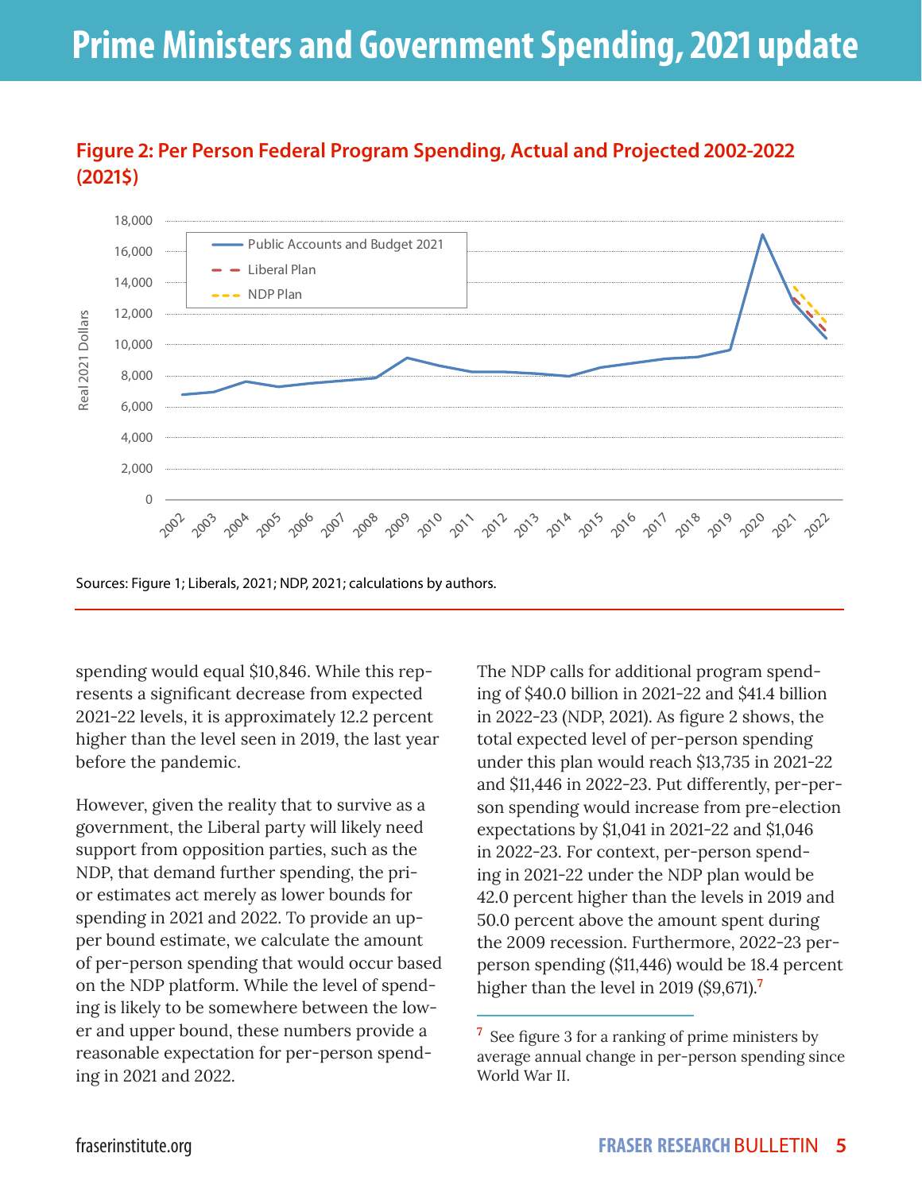## Figure 2: Per Person Federal Program Spending, Actual and Projected 2002-2022 (2021$)

Sources: Figure 1; Liberals, 2021; NDP, 2021; calculations by authors.

spending would equal $10,846. While this represents a significant decrease from expected 2021-22 levels, it is approximately 12.2 percent higher than the level seen in 2019, the last year before the pandemic.

However, given the reality that to survive as a government, the Liberal party will likely need support from opposition parties, such as the NDP, that demand further spending, the prior estimates act merely as lower bounds for spending in 2021 and 2022. To provide an upper bound estimate, we calculate the amount of per-person spending that would occur based on the NDP platform. While the level of spending is likely to be somewhere between the lower and upper bound, these numbers provide a reasonable expectation for per-person spending in 2021 and 2022.

The NDP calls for additional program spending of $40.0 billion in 2021-22 and $41.4 billion in 2022-23 (NDP, 2021). As figure 2 shows, the total expected level of per-person spending under this plan would reach $13,735 in 2021-22 and $11,446 in 2022-23. Put differently, per-person spending would increase from pre-election expectations by $1,041 in 2021-22 and $1,046 in 2022-23. For context, per-person spending in 2021-22 under the NDP plan would be 42.0 percent higher than the levels in 2019 and 50.0 percent above the amount spent during the 2009 recession. Furthermore, 2022-23 per-person spending ($11,446) would be 18.4 percent higher than the level in 2019 ($9,671).[7]

[7] See figure 3 for a ranking of prime ministers by average annual change in per-person spending since World War II.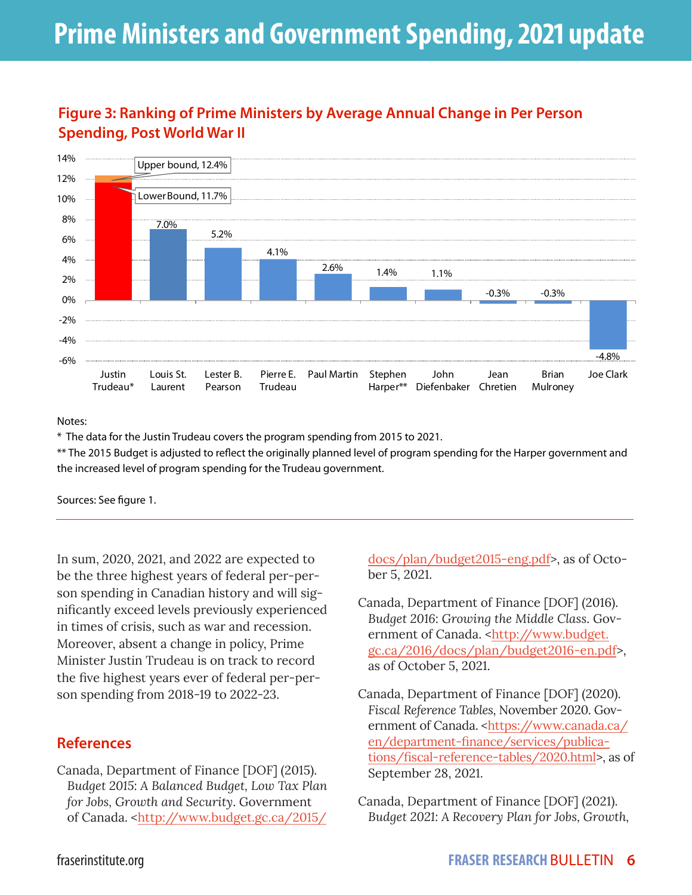## Figure 3: Ranking of Prime Ministers by Average Annual Change in Per Person Spending, Post World War II

| Prime Minister | Average Annual Change in Per Person Spending |
| --- | --- |
| Justin Trudeau* | Lower Bound, 11.7%; Upper bound, 12.4% |
| Louis St. Laurent | 7.0% |
| Lester B. Pearson | 5.2% |
| Pierre E. Trudeau | 4.1% |
| Paul Martin | 2.6% |
| Stephen Harper** | 1.4% |
| John Diefenbaker | 1.1% |
| Jean Chretien | -0.3% |
| Brian Mulroney | -0.3% |
| Joe Clark | -4.8% |

Notes:

* The data for the Justin Trudeau covers the program spending from 2015 to 2021.

** The 2015 Budget is adjusted to reflect the originally planned level of program spending for the Harper government and the increased level of program spending for the Trudeau government.

Sources: See figure 1.

In sum, 2020, 2021, and 2022 are expected to be the three highest years of federal per-person spending in Canadian history and will significantly exceed levels previously experienced in times of crisis, such as war and recession. Moreover, absent a change in policy, Prime Minister Justin Trudeau is on track to record the five highest years ever of federal per-person spending from 2018-19 to 2022-23.

## References

Canada, Department of Finance [DOF] (2015). *Budget 2015: A Balanced Budget, Low Tax Plan for Jobs, Growth and Security*. Government of Canada. <http://www.budget.gc.ca/2015/docs/plan/budget2015-eng.pdf>, as of October 5, 2021.

Canada, Department of Finance [DOF] (2016). *Budget 2016: Growing the Middle Class*. Government of Canada. <http://www.budget.gc.ca/2016/docs/plan/budget2016-en.pdf>, as of October 5, 2021.

Canada, Department of Finance [DOF] (2020). *Fiscal Reference Tables*, November 2020. Government of Canada. <https://www.canada.ca/en/department-finance/services/publications/fiscal-reference-tables/2020.html>, as of September 28, 2021.

Canada, Department of Finance [DOF] (2021). *Budget 2021: A Recovery Plan for Jobs, Growth,*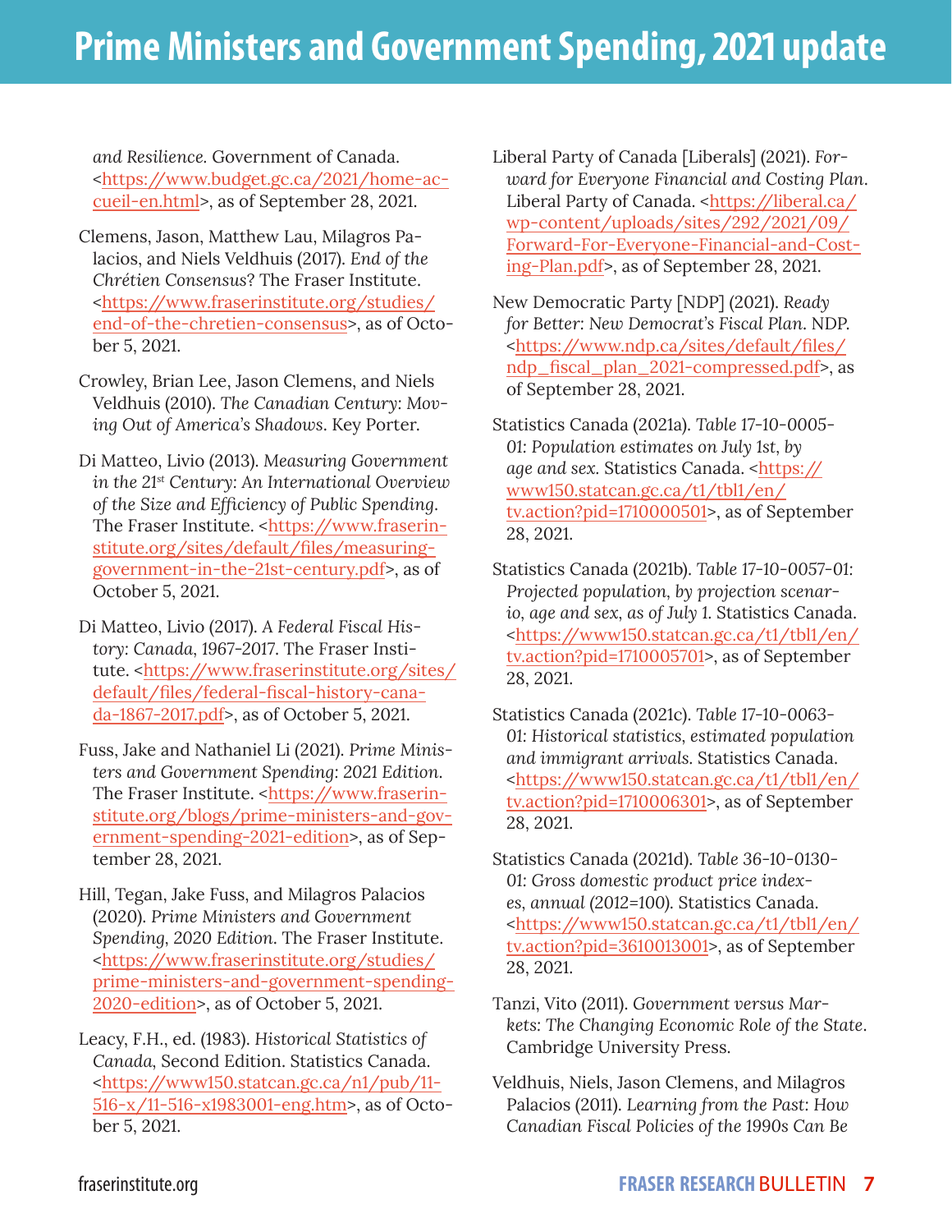*and Resilience*. Government of Canada. <https://www.budget.gc.ca/2021/home-accueil-en.html>, as of September 28, 2021.

Clemens, Jason, Matthew Lau, Milagros Palacios, and Niels Veldhuis (2017). *End of the Chrétien Consensus*? The Fraser Institute. <https://www.fraserinstitute.org/studies/end-of-the-chretien-consensus>, as of October 5, 2021.

Crowley, Brian Lee, Jason Clemens, and Niels Veldhuis (2010). *The Canadian Century: Moving Out of America's Shadows*. Key Porter.

Di Matteo, Livio (2013). *Measuring Government in the 21st Century: An International Overview of the Size and Efficiency of Public Spending*. The Fraser Institute. <https://www.fraserinstitute.org/sites/default/files/measuring-government-in-the-21st-century.pdf>, as of October 5, 2021.

Di Matteo, Livio (2017). *A Federal Fiscal History: Canada, 1967-2017*. The Fraser Institute. <https://www.fraserinstitute.org/sites/default/files/federal-fiscal-history-canada-1867-2017.pdf>, as of October 5, 2021.

Fuss, Jake and Nathaniel Li (2021). *Prime Ministers and Government Spending: 2021 Edition*. The Fraser Institute. <https://www.fraserinstitute.org/blogs/prime-ministers-and-government-spending-2021-edition>, as of September 28, 2021.

Hill, Tegan, Jake Fuss, and Milagros Palacios (2020). *Prime Ministers and Government Spending, 2020 Edition*. The Fraser Institute. <https://www.fraserinstitute.org/studies/prime-ministers-and-government-spending-2020-edition>, as of October 5, 2021.

Leacy, F.H., ed. (1983). *Historical Statistics of Canada*, Second Edition. Statistics Canada. <https://www150.statcan.gc.ca/n1/pub/11-516-x/11-516-x1983001-eng.htm>, as of October 5, 2021.

Liberal Party of Canada [Liberals] (2021). *Forward for Everyone Financial and Costing Plan*. Liberal Party of Canada. <https://liberal.ca/wp-content/uploads/sites/292/2021/09/Forward-For-Everyone-Financial-and-Costing-Plan.pdf>, as of September 28, 2021.

New Democratic Party [NDP] (2021). *Ready for Better: New Democrat's Fiscal Plan*. NDP. <https://www.ndp.ca/sites/default/files/ndp_fiscal_plan_2021-compressed.pdf>, as of September 28, 2021.

Statistics Canada (2021a). *Table 17-10-0005-01: Population estimates on July 1st, by age and sex*. Statistics Canada. <https://www150.statcan.gc.ca/t1/tbl1/en/tv.action?pid=1710000501>, as of September 28, 2021.

Statistics Canada (2021b). *Table 17-10-0057-01: Projected population, by projection scenario, age and sex, as of July 1*. Statistics Canada. <https://www150.statcan.gc.ca/t1/tbl1/en/tv.action?pid=1710005701>, as of September 28, 2021.

Statistics Canada (2021c). *Table 17-10-0063-01: Historical statistics, estimated population and immigrant arrivals*. Statistics Canada. <https://www150.statcan.gc.ca/t1/tbl1/en/tv.action?pid=1710006301>, as of September 28, 2021.

Statistics Canada (2021d). *Table 36-10-0130-01: Gross domestic product price indexes, annual (2012=100)*. Statistics Canada. <https://www150.statcan.gc.ca/t1/tbl1/en/tv.action?pid=3610013001>, as of September 28, 2021.

Tanzi, Vito (2011). *Government versus Markets: The Changing Economic Role of the State*. Cambridge University Press.

Veldhuis, Niels, Jason Clemens, and Milagros Palacios (2011). *Learning from the Past: How Canadian Fiscal Policies of the 1990s Can Be*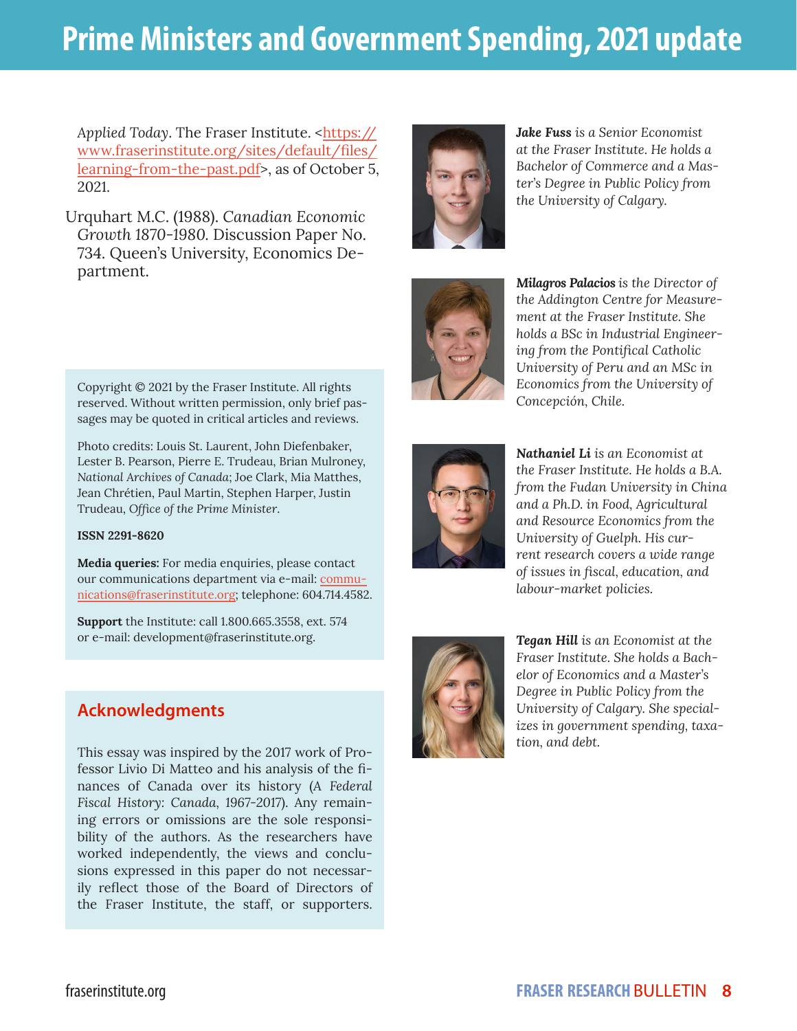*Applied Today*. The Fraser Institute. <https://www.fraserinstitute.org/sites/default/files/learning-from-the-past.pdf>, as of October 5, 2021.

Urquhart M.C. (1988). *Canadian Economic Growth 1870-1980*. Discussion Paper No. 734. Queen's University, Economics Department.

Copyright © 2021 by the Fraser Institute. All rights reserved. Without written permission, only brief passages may be quoted in critical articles and reviews.

Photo credits: Louis St. Laurent, John Diefenbaker, Lester B. Pearson, Pierre E. Trudeau, Brian Mulroney, *National Archives of Canada*; Joe Clark, Mia Matthes, Jean Chrétien, Paul Martin, Stephen Harper, Justin Trudeau, *Office of the Prime Minister*.

**ISSN 2291-8620**

**Media queries:** For media enquiries, please contact our communications department via e-mail: communications@fraserinstitute.org; telephone: 604.714.4582.

**Support** the Institute: call 1.800.665.3558, ext. 574 or e-mail: development@fraserinstitute.org.

## Acknowledgments

This essay was inspired by the 2017 work of Professor Livio Di Matteo and his analysis of the finances of Canada over its history (*A Federal Fiscal History: Canada, 1967-2017*). Any remaining errors or omissions are the sole responsibility of the authors. As the researchers have worked independently, the views and conclusions expressed in this paper do not necessarily reflect those of the Board of Directors of the Fraser Institute, the staff, or supporters.

***Jake Fuss*** *is a Senior Economist at the Fraser Institute. He holds a Bachelor of Commerce and a Master's Degree in Public Policy from the University of Calgary.*

***Milagros Palacios*** *is the Director of the Addington Centre for Measurement at the Fraser Institute. She holds a BSc in Industrial Engineering from the Pontifical Catholic University of Peru and an MSc in Economics from the University of Concepción, Chile.*

***Nathaniel Li*** *is an Economist at the Fraser Institute. He holds a B.A. from the Fudan University in China and a Ph.D. in Food, Agricultural and Resource Economics from the University of Guelph. His current research covers a wide range of issues in fiscal, education, and labour-market policies.*

***Tegan Hill*** *is an Economist at the Fraser Institute. She holds a Bachelor of Economics and a Master's Degree in Public Policy from the University of Calgary. She specializes in government spending, taxation, and debt.*